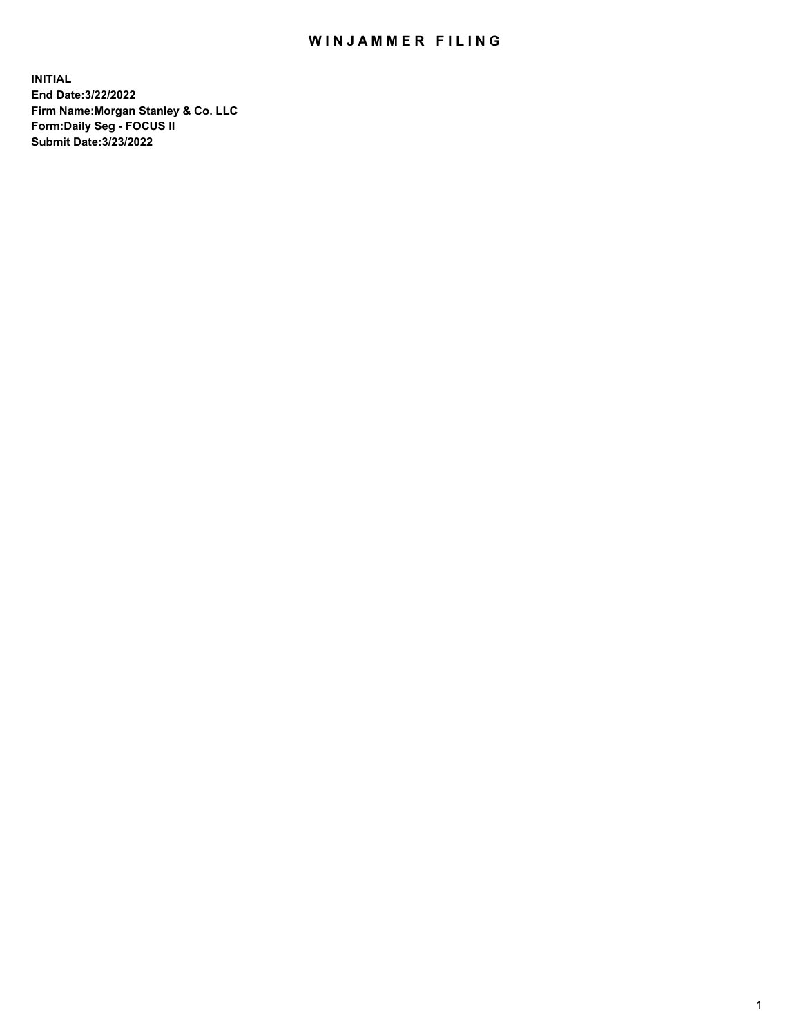# WINJAMMER FILING

**INITIAL**
**End Date:3/22/2022**
**Firm Name:Morgan Stanley & Co. LLC**
**Form:Daily Seg - FOCUS II**
**Submit Date:3/23/2022**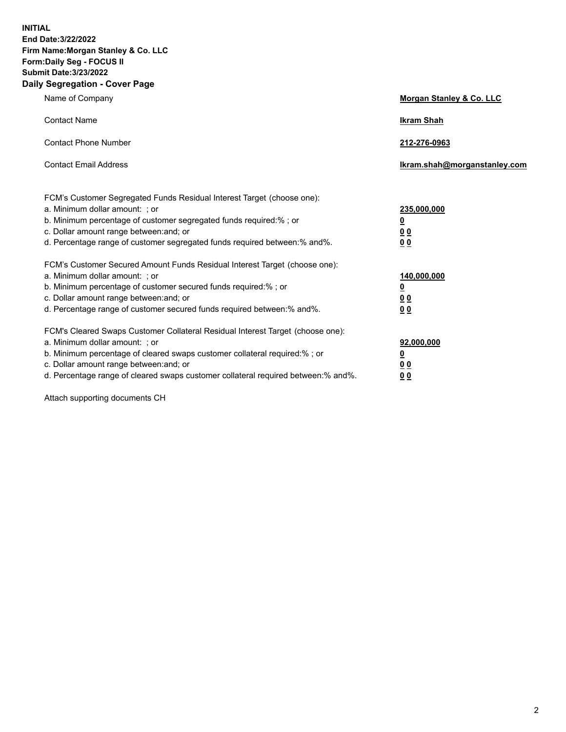**INITIAL**
**End Date:3/22/2022**
**Firm Name:Morgan Stanley & Co. LLC**
**Form:Daily Seg - FOCUS II**
**Submit Date:3/23/2022**
## Daily Segregation - Cover Page

| | |
|---|---|
| Name of Company | **Morgan Stanley & Co. LLC** |
| Contact Name | **Ikram Shah** |
| Contact Phone Number | **212-276-0963** |
| Contact Email Address | **Ikram.shah@morganstanley.com** |

FCM's Customer Segregated Funds Residual Interest Target (choose one):

| | |
|---|---|
| a. Minimum dollar amount: ; or | **235,000,000** |
| b. Minimum percentage of customer segregated funds required:% ; or | **0** |
| c. Dollar amount range between:and; or | **0 0** |
| d. Percentage range of customer segregated funds required between:% and%. | **0 0** |

FCM's Customer Secured Amount Funds Residual Interest Target (choose one):

| | |
|---|---|
| a. Minimum dollar amount: ; or | **140,000,000** |
| b. Minimum percentage of customer secured funds required:% ; or | **0** |
| c. Dollar amount range between:and; or | **0 0** |
| d. Percentage range of customer secured funds required between:% and%. | **0 0** |

FCM's Cleared Swaps Customer Collateral Residual Interest Target (choose one):

| | |
|---|---|
| a. Minimum dollar amount: ; or | **92,000,000** |
| b. Minimum percentage of cleared swaps customer collateral required:% ; or | **0** |
| c. Dollar amount range between:and; or | **0 0** |
| d. Percentage range of cleared swaps customer collateral required between:% and%. | **0 0** |

Attach supporting documents CH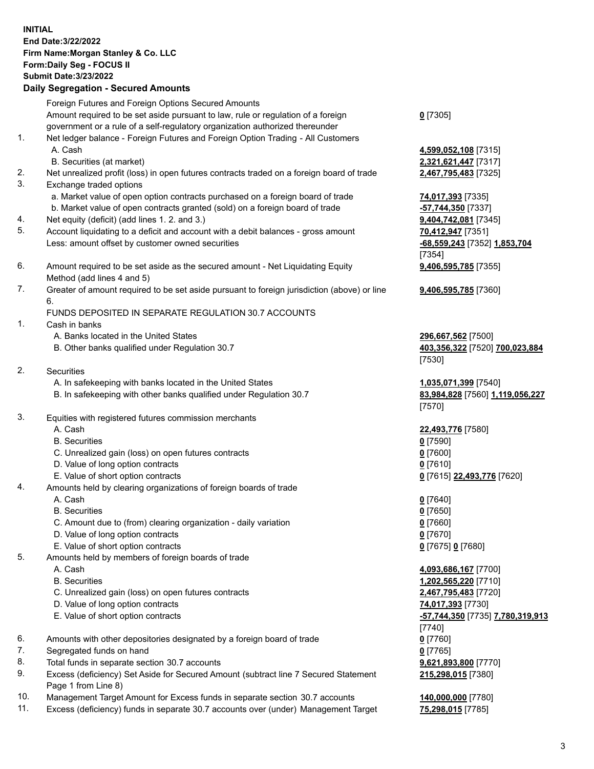**INITIAL**
**End Date:3/22/2022**
**Firm Name:Morgan Stanley & Co. LLC**
**Form:Daily Seg - FOCUS II**
**Submit Date:3/23/2022**

## Daily Segregation - Secured Amounts

| | | |
|---|---|---|
| | Foreign Futures and Foreign Options Secured Amounts | |
| | Amount required to be set aside pursuant to law, rule or regulation of a foreign government or a rule of a self-regulatory organization authorized thereunder | **0** [7305] |
| 1. | Net ledger balance - Foreign Futures and Foreign Option Trading - All Customers | |
| | A. Cash | **4,599,052,108** [7315] |
| | B. Securities (at market) | **2,321,621,447** [7317] |
| 2. | Net unrealized profit (loss) in open futures contracts traded on a foreign board of trade | **2,467,795,483** [7325] |
| 3. | Exchange traded options | |
| | a. Market value of open option contracts purchased on a foreign board of trade | **74,017,393** [7335] |
| | b. Market value of open contracts granted (sold) on a foreign board of trade | **-57,744,350** [7337] |
| 4. | Net equity (deficit) (add lines 1. 2. and 3.) | **9,404,742,081** [7345] |
| 5. | Account liquidating to a deficit and account with a debit balances - gross amount | **70,412,947** [7351] |
| | Less: amount offset by customer owned securities | **-68,559,243** [7352] **1,853,704** [7354] |
| 6. | Amount required to be set aside as the secured amount - Net Liquidating Equity Method (add lines 4 and 5) | **9,406,595,785** [7355] |
| 7. | Greater of amount required to be set aside pursuant to foreign jurisdiction (above) or line 6. | **9,406,595,785** [7360] |
| | FUNDS DEPOSITED IN SEPARATE REGULATION 30.7 ACCOUNTS | |
| 1. | Cash in banks | |
| | A. Banks located in the United States | **296,667,562** [7500] |
| | B. Other banks qualified under Regulation 30.7 | **403,356,322** [7520] **700,023,884** [7530] |
| 2. | Securities | |
| | A. In safekeeping with banks located in the United States | **1,035,071,399** [7540] |
| | B. In safekeeping with other banks qualified under Regulation 30.7 | **83,984,828** [7560] **1,119,056,227** [7570] |
| 3. | Equities with registered futures commission merchants | |
| | A. Cash | **22,493,776** [7580] |
| | B. Securities | **0** [7590] |
| | C. Unrealized gain (loss) on open futures contracts | **0** [7600] |
| | D. Value of long option contracts | **0** [7610] |
| | E. Value of short option contracts | **0** [7615] **22,493,776** [7620] |
| 4. | Amounts held by clearing organizations of foreign boards of trade | |
| | A. Cash | **0** [7640] |
| | B. Securities | **0** [7650] |
| | C. Amount due to (from) clearing organization - daily variation | **0** [7660] |
| | D. Value of long option contracts | **0** [7670] |
| | E. Value of short option contracts | **0** [7675] **0** [7680] |
| 5. | Amounts held by members of foreign boards of trade | |
| | A. Cash | **4,093,686,167** [7700] |
| | B. Securities | **1,202,565,220** [7710] |
| | C. Unrealized gain (loss) on open futures contracts | **2,467,795,483** [7720] |
| | D. Value of long option contracts | **74,017,393** [7730] |
| | E. Value of short option contracts | **-57,744,350** [7735] **7,780,319,913** [7740] |
| 6. | Amounts with other depositories designated by a foreign board of trade | **0** [7760] |
| 7. | Segregated funds on hand | **0** [7765] |
| 8. | Total funds in separate section 30.7 accounts | **9,621,893,800** [7770] |
| 9. | Excess (deficiency) Set Aside for Secured Amount (subtract line 7 Secured Statement Page 1 from Line 8) | **215,298,015** [7380] |
| 10. | Management Target Amount for Excess funds in separate section 30.7 accounts | **140,000,000** [7780] |
| 11. | Excess (deficiency) funds in separate 30.7 accounts over (under) Management Target | **75,298,015** [7785] |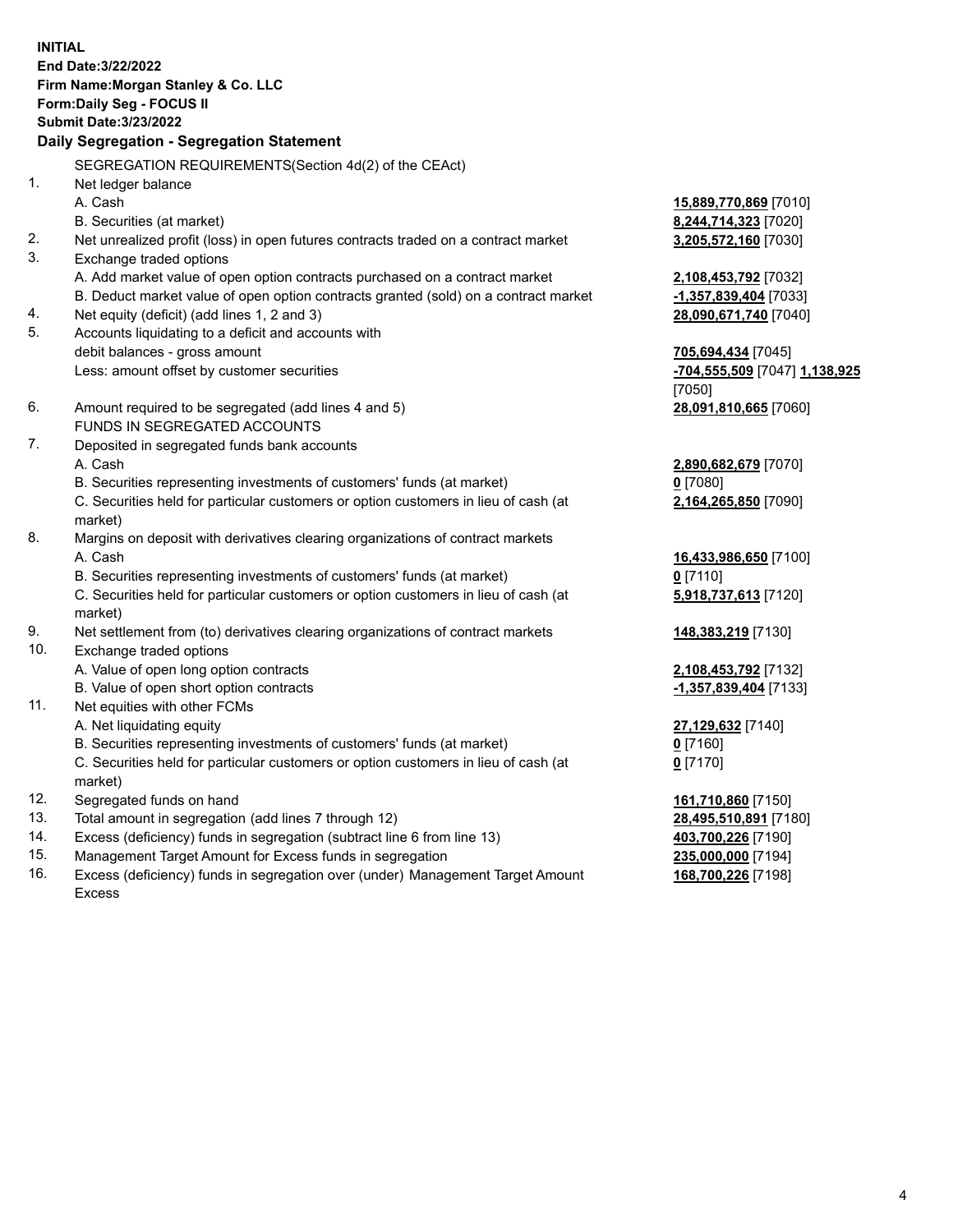**INITIAL**
**End Date:3/22/2022**
**Firm Name:Morgan Stanley & Co. LLC**
**Form:Daily Seg - FOCUS II**
**Submit Date:3/23/2022**

## Daily Segregation - Segregation Statement

| | SEGREGATION REQUIREMENTS(Section 4d(2) of the CEAct) | |
|---|---|---|
| 1. | Net ledger balance | |
| | A. Cash | **15,889,770,869** [7010] |
| | B. Securities (at market) | **8,244,714,323** [7020] |
| 2. | Net unrealized profit (loss) in open futures contracts traded on a contract market | **3,205,572,160** [7030] |
| 3. | Exchange traded options | |
| | A. Add market value of open option contracts purchased on a contract market | **2,108,453,792** [7032] |
| | B. Deduct market value of open option contracts granted (sold) on a contract market | **-1,357,839,404** [7033] |
| 4. | Net equity (deficit) (add lines 1, 2 and 3) | **28,090,671,740** [7040] |
| 5. | Accounts liquidating to a deficit and accounts with | |
| | debit balances - gross amount | **705,694,434** [7045] |
| | Less: amount offset by customer securities | **-704,555,509** [7047] **1,138,925** [7050] |
| 6. | Amount required to be segregated (add lines 4 and 5) | **28,091,810,665** [7060] |
| | FUNDS IN SEGREGATED ACCOUNTS | |
| 7. | Deposited in segregated funds bank accounts | |
| | A. Cash | **2,890,682,679** [7070] |
| | B. Securities representing investments of customers' funds (at market) | **0** [7080] |
| | C. Securities held for particular customers or option customers in lieu of cash (at market) | **2,164,265,850** [7090] |
| 8. | Margins on deposit with derivatives clearing organizations of contract markets | |
| | A. Cash | **16,433,986,650** [7100] |
| | B. Securities representing investments of customers' funds (at market) | **0** [7110] |
| | C. Securities held for particular customers or option customers in lieu of cash (at market) | **5,918,737,613** [7120] |
| 9. | Net settlement from (to) derivatives clearing organizations of contract markets | **148,383,219** [7130] |
| 10. | Exchange traded options | |
| | A. Value of open long option contracts | **2,108,453,792** [7132] |
| | B. Value of open short option contracts | **-1,357,839,404** [7133] |
| 11. | Net equities with other FCMs | |
| | A. Net liquidating equity | **27,129,632** [7140] |
| | B. Securities representing investments of customers' funds (at market) | **0** [7160] |
| | C. Securities held for particular customers or option customers in lieu of cash (at market) | **0** [7170] |
| 12. | Segregated funds on hand | **161,710,860** [7150] |
| 13. | Total amount in segregation (add lines 7 through 12) | **28,495,510,891** [7180] |
| 14. | Excess (deficiency) funds in segregation (subtract line 6 from line 13) | **403,700,226** [7190] |
| 15. | Management Target Amount for Excess funds in segregation | **235,000,000** [7194] |
| 16. | Excess (deficiency) funds in segregation over (under) Management Target Amount Excess | **168,700,226** [7198] |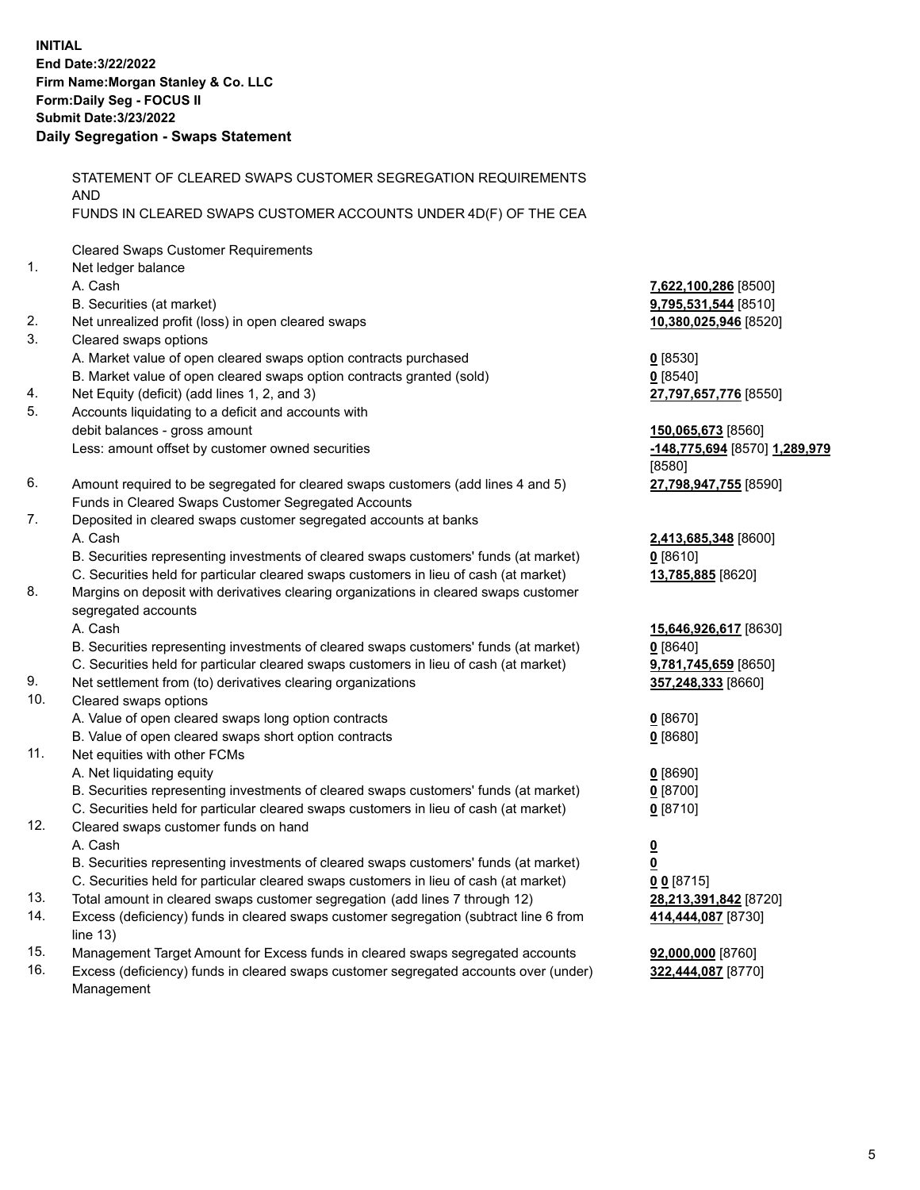**INITIAL**
**End Date:3/22/2022**
**Firm Name:Morgan Stanley & Co. LLC**
**Form:Daily Seg - FOCUS II**
**Submit Date:3/23/2022**
**Daily Segregation - Swaps Statement**

STATEMENT OF CLEARED SWAPS CUSTOMER SEGREGATION REQUIREMENTS AND FUNDS IN CLEARED SWAPS CUSTOMER ACCOUNTS UNDER 4D(F) OF THE CEA

| | | |
|---|---|---|
| | Cleared Swaps Customer Requirements | |
| 1. | Net ledger balance | |
| | A. Cash | **7,622,100,286** [8500] |
| | B. Securities (at market) | **9,795,531,544** [8510] |
| 2. | Net unrealized profit (loss) in open cleared swaps | **10,380,025,946** [8520] |
| 3. | Cleared swaps options | |
| | A. Market value of open cleared swaps option contracts purchased | **0** [8530] |
| | B. Market value of open cleared swaps option contracts granted (sold) | **0** [8540] |
| 4. | Net Equity (deficit) (add lines 1, 2, and 3) | **27,797,657,776** [8550] |
| 5. | Accounts liquidating to a deficit and accounts with debit balances - gross amount | **150,065,673** [8560] |
| | Less: amount offset by customer owned securities | **-148,775,694** [8570] **1,289,979** [8580] |
| 6. | Amount required to be segregated for cleared swaps customers (add lines 4 and 5) | **27,798,947,755** [8590] |
| | Funds in Cleared Swaps Customer Segregated Accounts | |
| 7. | Deposited in cleared swaps customer segregated accounts at banks | |
| | A. Cash | **2,413,685,348** [8600] |
| | B. Securities representing investments of cleared swaps customers' funds (at market) | **0** [8610] |
| | C. Securities held for particular cleared swaps customers in lieu of cash (at market) | **13,785,885** [8620] |
| 8. | Margins on deposit with derivatives clearing organizations in cleared swaps customer segregated accounts | |
| | A. Cash | **15,646,926,617** [8630] |
| | B. Securities representing investments of cleared swaps customers' funds (at market) | **0** [8640] |
| | C. Securities held for particular cleared swaps customers in lieu of cash (at market) | **9,781,745,659** [8650] |
| 9. | Net settlement from (to) derivatives clearing organizations | **357,248,333** [8660] |
| 10. | Cleared swaps options | |
| | A. Value of open cleared swaps long option contracts | **0** [8670] |
| | B. Value of open cleared swaps short option contracts | **0** [8680] |
| 11. | Net equities with other FCMs | |
| | A. Net liquidating equity | **0** [8690] |
| | B. Securities representing investments of cleared swaps customers' funds (at market) | **0** [8700] |
| | C. Securities held for particular cleared swaps customers in lieu of cash (at market) | **0** [8710] |
| 12. | Cleared swaps customer funds on hand | |
| | A. Cash | **0** |
| | B. Securities representing investments of cleared swaps customers' funds (at market) | **0** |
| | C. Securities held for particular cleared swaps customers in lieu of cash (at market) | **0** **0** [8715] |
| 13. | Total amount in cleared swaps customer segregation (add lines 7 through 12) | **28,213,391,842** [8720] |
| 14. | Excess (deficiency) funds in cleared swaps customer segregation (subtract line 6 from line 13) | **414,444,087** [8730] |
| 15. | Management Target Amount for Excess funds in cleared swaps segregated accounts | **92,000,000** [8760] |
| 16. | Excess (deficiency) funds in cleared swaps customer segregated accounts over (under) Management | **322,444,087** [8770] |